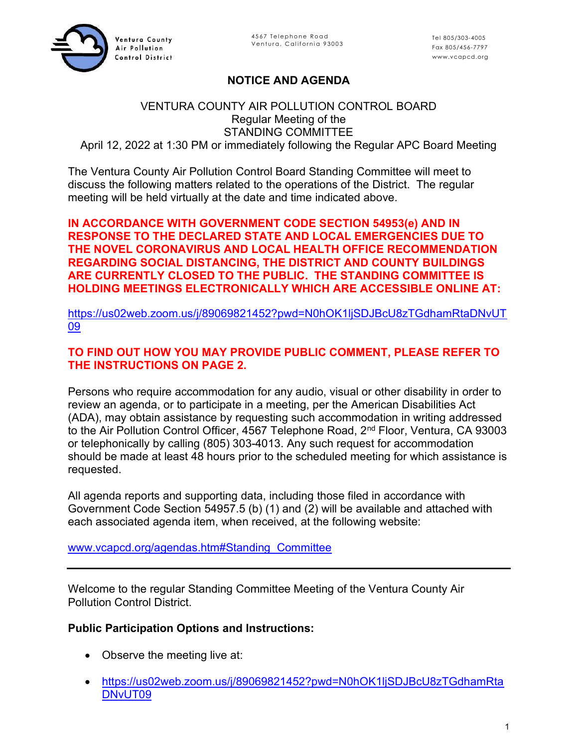Ventura County Air Pollution Control District

4567 Telephone Road
Ventura, California 93003

Tel 805/303-4005
Fax 805/456-7797
www.vcapcd.org

## NOTICE AND AGENDA

VENTURA COUNTY AIR POLLUTION CONTROL BOARD
Regular Meeting of the
STANDING COMMITTEE
April 12, 2022 at 1:30 PM or immediately following the Regular APC Board Meeting

The Ventura County Air Pollution Control Board Standing Committee will meet to discuss the following matters related to the operations of the District. The regular meeting will be held virtually at the date and time indicated above.

**IN ACCORDANCE WITH GOVERNMENT CODE SECTION 54953(e) AND IN RESPONSE TO THE DECLARED STATE AND LOCAL EMERGENCIES DUE TO THE NOVEL CORONAVIRUS AND LOCAL HEALTH OFFICE RECOMMENDATION REGARDING SOCIAL DISTANCING, THE DISTRICT AND COUNTY BUILDINGS ARE CURRENTLY CLOSED TO THE PUBLIC. THE STANDING COMMITTEE IS HOLDING MEETINGS ELECTRONICALLY WHICH ARE ACCESSIBLE ONLINE AT:**

https://us02web.zoom.us/j/89069821452?pwd=N0hOK1ljSDJBcU8zTGdhamRtaDNvUT09

**TO FIND OUT HOW YOU MAY PROVIDE PUBLIC COMMENT, PLEASE REFER TO THE INSTRUCTIONS ON PAGE 2.**

Persons who require accommodation for any audio, visual or other disability in order to review an agenda, or to participate in a meeting, per the American Disabilities Act (ADA), may obtain assistance by requesting such accommodation in writing addressed to the Air Pollution Control Officer, 4567 Telephone Road, 2nd Floor, Ventura, CA 93003 or telephonically by calling (805) 303-4013. Any such request for accommodation should be made at least 48 hours prior to the scheduled meeting for which assistance is requested.

All agenda reports and supporting data, including those filed in accordance with Government Code Section 54957.5 (b) (1) and (2) will be available and attached with each associated agenda item, when received, at the following website:

www.vcapcd.org/agendas.htm#Standing_Committee

---

Welcome to the regular Standing Committee Meeting of the Ventura County Air Pollution Control District.

**Public Participation Options and Instructions:**

- Observe the meeting live at:
- https://us02web.zoom.us/j/89069821452?pwd=N0hOK1ljSDJBcU8zTGdhamRtaDNvUT09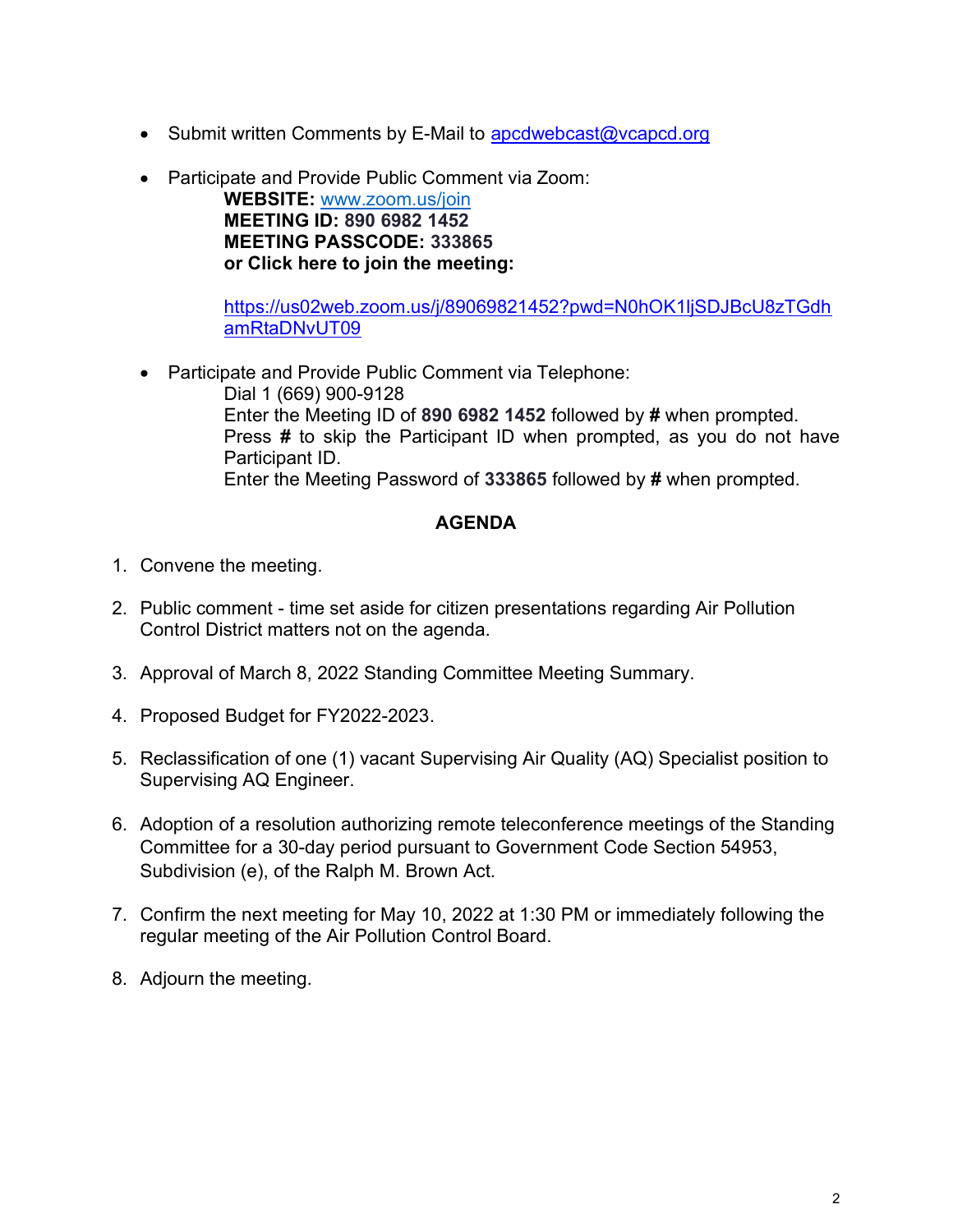- Submit written Comments by E-Mail to apcdwebcast@vcapcd.org

- Participate and Provide Public Comment via Zoom:
  **WEBSITE:** www.zoom.us/join
  **MEETING ID: 890 6982 1452**
  **MEETING PASSCODE: 333865**
  **or Click here to join the meeting:**

  https://us02web.zoom.us/j/89069821452?pwd=N0hOK1ljSDJBcU8zTGdhamRtaDNvUT09

- Participate and Provide Public Comment via Telephone:
  Dial 1 (669) 900-9128
  Enter the Meeting ID of **890 6982 1452** followed by **#** when prompted.
  Press **#** to skip the Participant ID when prompted, as you do not have Participant ID.
  Enter the Meeting Password of **333865** followed by **#** when prompted.

## AGENDA

1. Convene the meeting.

2. Public comment - time set aside for citizen presentations regarding Air Pollution Control District matters not on the agenda.

3. Approval of March 8, 2022 Standing Committee Meeting Summary.

4. Proposed Budget for FY2022-2023.

5. Reclassification of one (1) vacant Supervising Air Quality (AQ) Specialist position to Supervising AQ Engineer.

6. Adoption of a resolution authorizing remote teleconference meetings of the Standing Committee for a 30-day period pursuant to Government Code Section 54953, Subdivision (e), of the Ralph M. Brown Act.

7. Confirm the next meeting for May 10, 2022 at 1:30 PM or immediately following the regular meeting of the Air Pollution Control Board.

8. Adjourn the meeting.